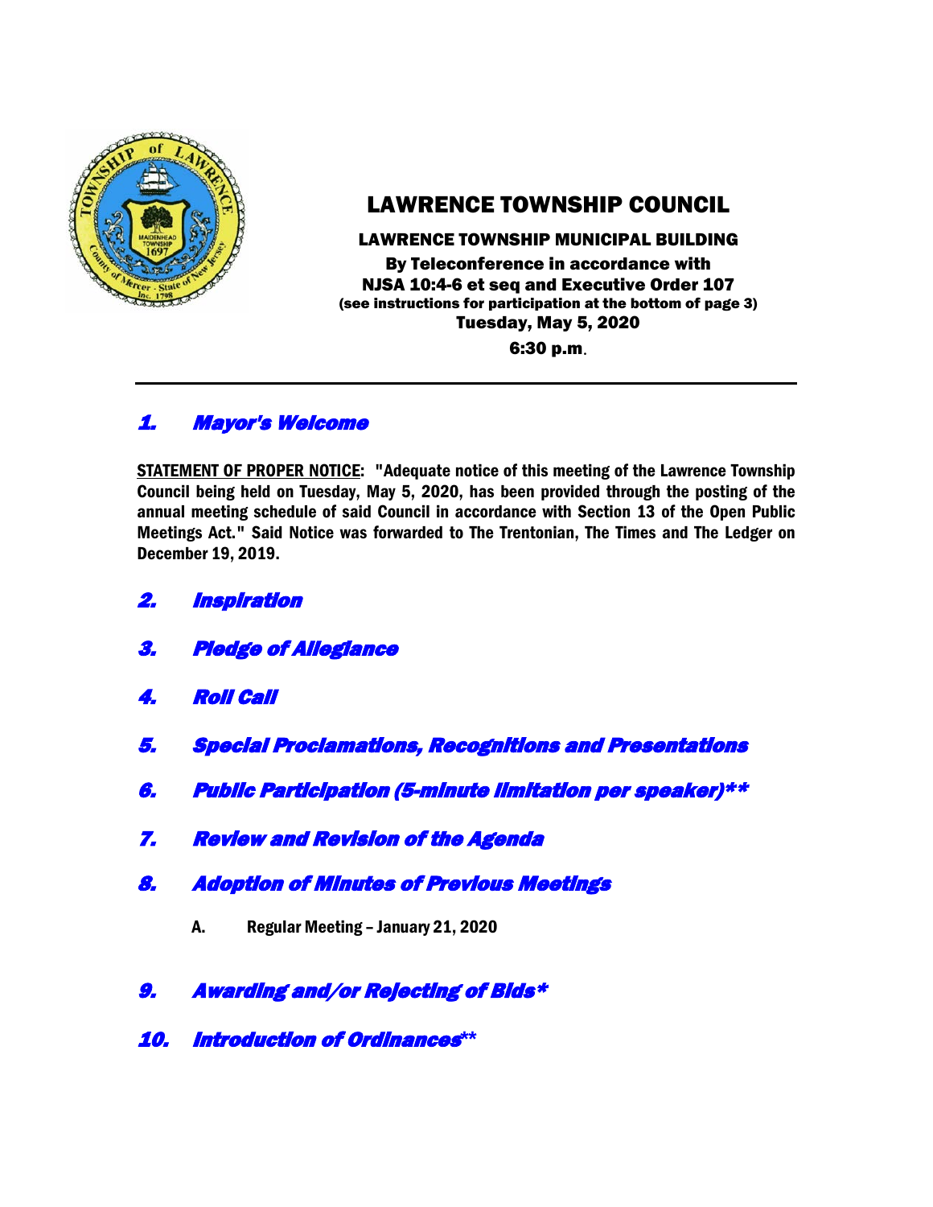# LAWRENCE TOWNSHIP COUNCIL

**LAWRENCE TOWNSHIP MUNICIPAL BUILDING**
**By Teleconference in accordance with**
**NJSA 10:4-6 et seq and Executive Order 107**
**(see instructions for participation at the bottom of page 3)**
**Tuesday, May 5, 2020**
**6:30 p.m.**

---

## 1. Mayor's Welcome

**STATEMENT OF PROPER NOTICE: "Adequate notice of this meeting of the Lawrence Township Council being held on Tuesday, May 5, 2020, has been provided through the posting of the annual meeting schedule of said Council in accordance with Section 13 of the Open Public Meetings Act." Said Notice was forwarded to The Trentonian, The Times and The Ledger on December 19, 2019.**

## 2. Inspiration

## 3. Pledge of Allegiance

## 4. Roll Call

## 5. Special Proclamations, Recognitions and Presentations

## 6. Public Participation (5-minute limitation per speaker)**

## 7. Review and Revision of the Agenda

## 8. Adoption of Minutes of Previous Meetings

**A. Regular Meeting – January 21, 2020**

## 9. Awarding and/or Rejecting of Bids*

## 10. Introduction of Ordinances**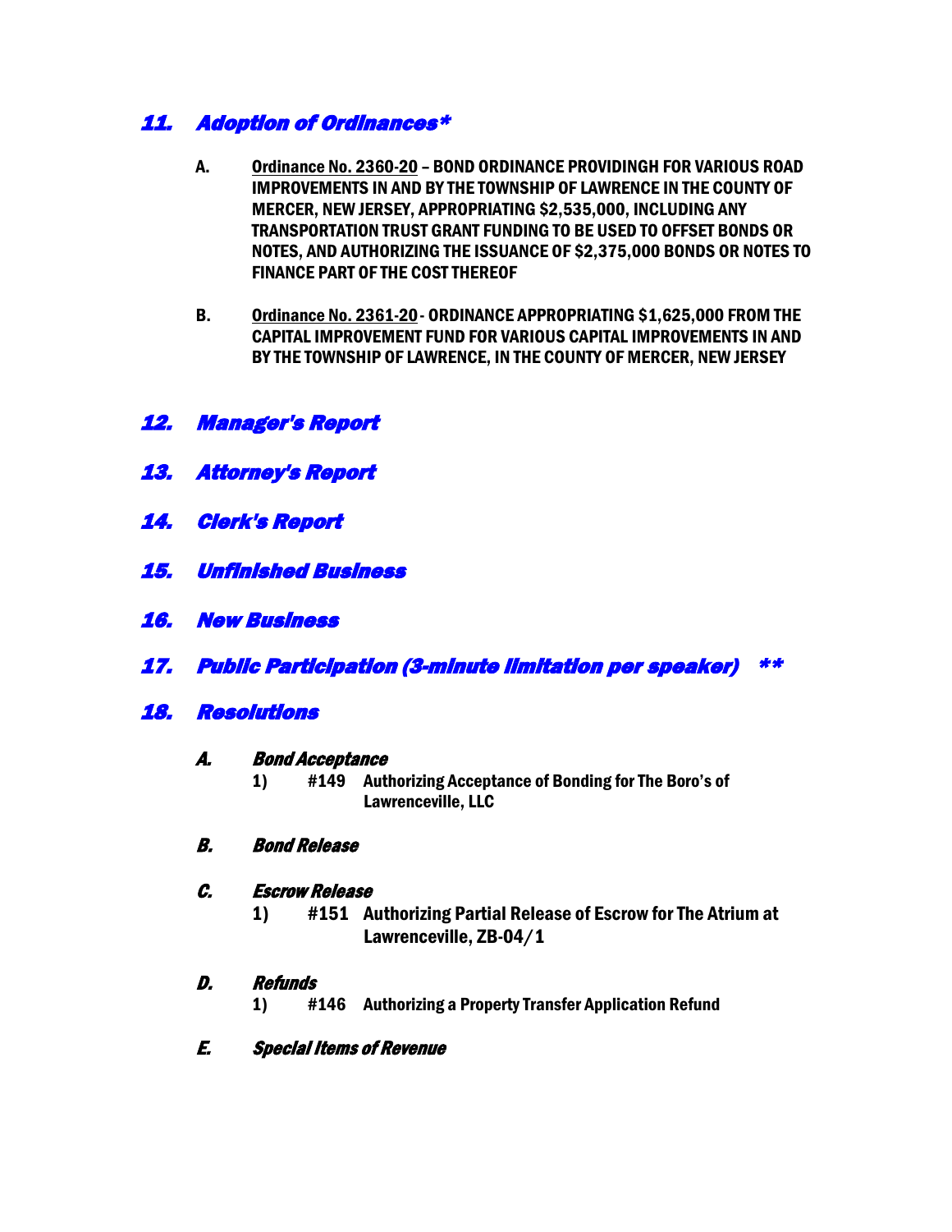## *11. Adoption of Ordinances**

**A.** **<u>Ordinance No. 2360-20</u> – BOND ORDINANCE PROVIDINGH FOR VARIOUS ROAD IMPROVEMENTS IN AND BY THE TOWNSHIP OF LAWRENCE IN THE COUNTY OF MERCER, NEW JERSEY, APPROPRIATING $2,535,000, INCLUDING ANY TRANSPORTATION TRUST GRANT FUNDING TO BE USED TO OFFSET BONDS OR NOTES, AND AUTHORIZING THE ISSUANCE OF $2,375,000 BONDS OR NOTES TO FINANCE PART OF THE COST THEREOF**

**B.** **<u>Ordinance No. 2361-20</u> - ORDINANCE APPROPRIATING $1,625,000 FROM THE CAPITAL IMPROVEMENT FUND FOR VARIOUS CAPITAL IMPROVEMENTS IN AND BY THE TOWNSHIP OF LAWRENCE, IN THE COUNTY OF MERCER, NEW JERSEY**

## *12. Manager's Report*

## *13. Attorney's Report*

## *14. Clerk's Report*

## *15. Unfinished Business*

## *16. New Business*

## *17. Public Participation (3-minute limitation per speaker) ***

## *18. Resolutions*

### *A. Bond Acceptance*

**1) #149 Authorizing Acceptance of Bonding for The Boro's of Lawrenceville, LLC**

### *B. Bond Release*

### *C. Escrow Release*

**1) #151 Authorizing Partial Release of Escrow for The Atrium at Lawrenceville, ZB-04/1**

### *D. Refunds*

**1) #146 Authorizing a Property Transfer Application Refund**

### *E. Special Items of Revenue*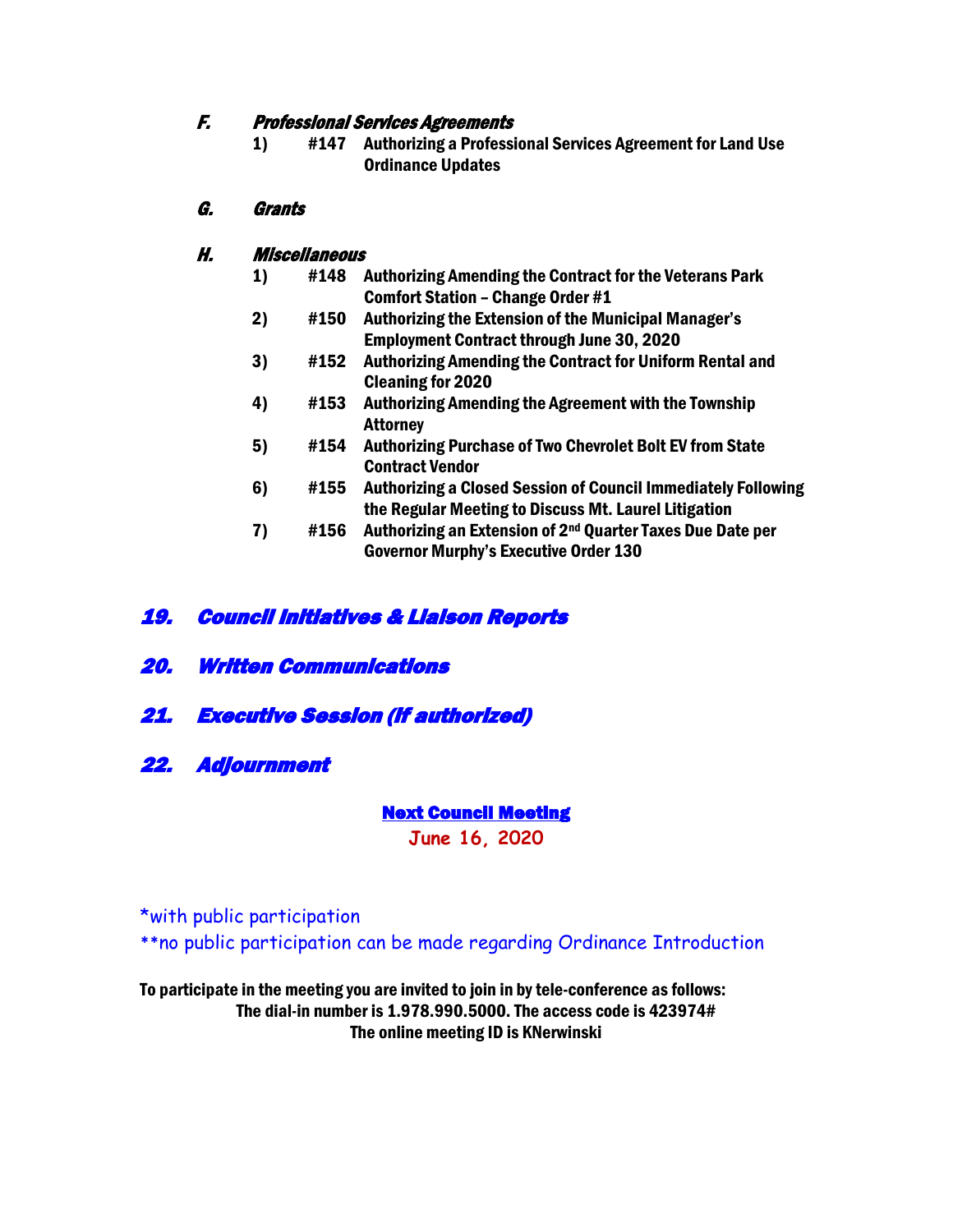### *F. Professional Services Agreements*

1) **#147 Authorizing a Professional Services Agreement for Land Use Ordinance Updates**

### *G. Grants*

### *H. Miscellaneous*

1) **#148 Authorizing Amending the Contract for the Veterans Park Comfort Station – Change Order #1**
2) **#150 Authorizing the Extension of the Municipal Manager's Employment Contract through June 30, 2020**
3) **#152 Authorizing Amending the Contract for Uniform Rental and Cleaning for 2020**
4) **#153 Authorizing Amending the Agreement with the Township Attorney**
5) **#154 Authorizing Purchase of Two Chevrolet Bolt EV from State Contract Vendor**
6) **#155 Authorizing a Closed Session of Council Immediately Following the Regular Meeting to Discuss Mt. Laurel Litigation**
7) **#156 Authorizing an Extension of 2nd Quarter Taxes Due Date per Governor Murphy's Executive Order 130**

## *19. Council Initiatives & Liaison Reports*

## *20. Written Communications*

## *21. Executive Session (if authorized)*

## *22. Adjournment*

**Next Council Meeting**

**June 16, 2020**

*with public participation

**no public participation can be made regarding Ordinance Introduction

**To participate in the meeting you are invited to join in by tele-conference as follows:**
**The dial-in number is 1.978.990.5000. The access code is 423974#**
**The online meeting ID is KNerwinski**